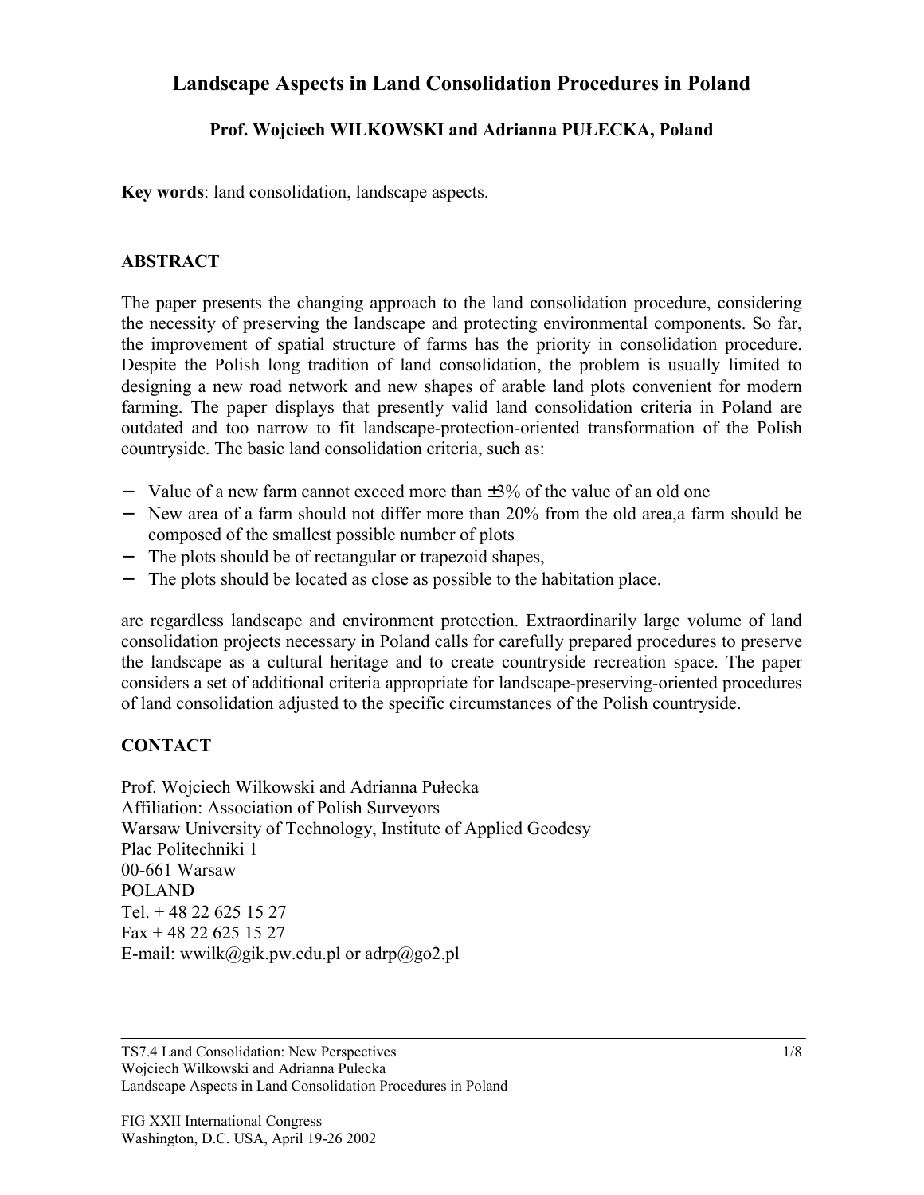# Landscape Aspects in Land Consolidation Procedures in Poland

**Prof. Wojciech WILKOWSKI and Adrianna PUŁECKA, Poland**

**Key words**: land consolidation, landscape aspects.

## ABSTRACT

The paper presents the changing approach to the land consolidation procedure, considering the necessity of preserving the landscape and protecting environmental components. So far, the improvement of spatial structure of farms has the priority in consolidation procedure. Despite the Polish long tradition of land consolidation, the problem is usually limited to designing a new road network and new shapes of arable land plots convenient for modern farming. The paper displays that presently valid land consolidation criteria in Poland are outdated and too narrow to fit landscape-protection-oriented transformation of the Polish countryside. The basic land consolidation criteria, such as:

- Value of a new farm cannot exceed more than ±3% of the value of an old one
- New area of a farm should not differ more than 20% from the old area,a farm should be composed of the smallest possible number of plots
- The plots should be of rectangular or trapezoid shapes,
- The plots should be located as close as possible to the habitation place.

are regardless landscape and environment protection. Extraordinarily large volume of land consolidation projects necessary in Poland calls for carefully prepared procedures to preserve the landscape as a cultural heritage and to create countryside recreation space. The paper considers a set of additional criteria appropriate for landscape-preserving-oriented procedures of land consolidation adjusted to the specific circumstances of the Polish countryside.

## CONTACT

Prof. Wojciech Wilkowski and Adrianna Pułecka
Affiliation: Association of Polish Surveyors
Warsaw University of Technology, Institute of Applied Geodesy
Plac Politechniki 1
00-661 Warsaw
POLAND
Tel. + 48 22 625 15 27
Fax + 48 22 625 15 27
E-mail: wwilk@gik.pw.edu.pl or adrp@go2.pl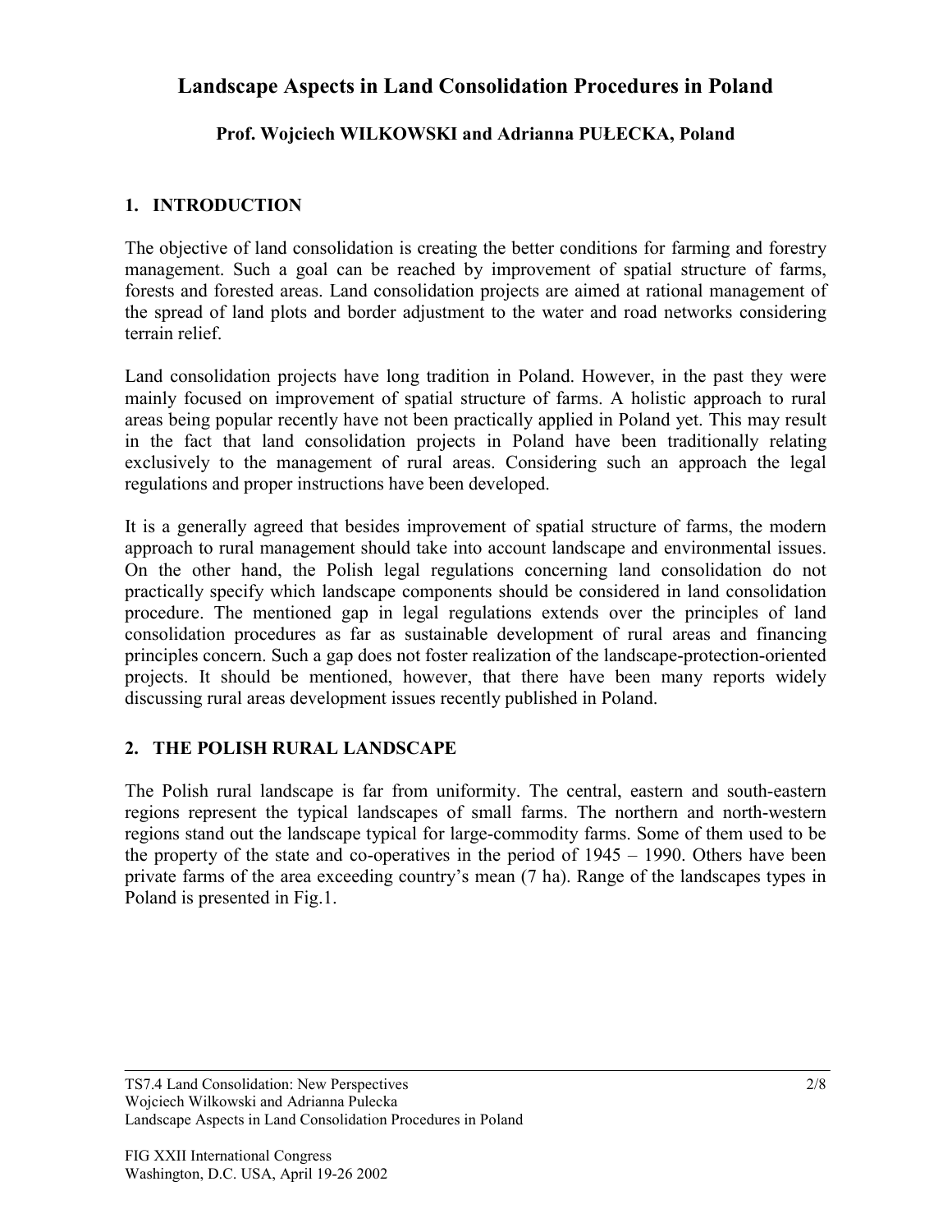# Landscape Aspects in Land Consolidation Procedures in Poland

**Prof. Wojciech WILKOWSKI and Adrianna PUŁECKA, Poland**

## 1. INTRODUCTION

The objective of land consolidation is creating the better conditions for farming and forestry management. Such a goal can be reached by improvement of spatial structure of farms, forests and forested areas. Land consolidation projects are aimed at rational management of the spread of land plots and border adjustment to the water and road networks considering terrain relief.

Land consolidation projects have long tradition in Poland. However, in the past they were mainly focused on improvement of spatial structure of farms. A holistic approach to rural areas being popular recently have not been practically applied in Poland yet. This may result in the fact that land consolidation projects in Poland have been traditionally relating exclusively to the management of rural areas. Considering such an approach the legal regulations and proper instructions have been developed.

It is a generally agreed that besides improvement of spatial structure of farms, the modern approach to rural management should take into account landscape and environmental issues. On the other hand, the Polish legal regulations concerning land consolidation do not practically specify which landscape components should be considered in land consolidation procedure. The mentioned gap in legal regulations extends over the principles of land consolidation procedures as far as sustainable development of rural areas and financing principles concern. Such a gap does not foster realization of the landscape-protection-oriented projects. It should be mentioned, however, that there have been many reports widely discussing rural areas development issues recently published in Poland.

## 2. THE POLISH RURAL LANDSCAPE

The Polish rural landscape is far from uniformity. The central, eastern and south-eastern regions represent the typical landscapes of small farms. The northern and north-western regions stand out the landscape typical for large-commodity farms. Some of them used to be the property of the state and co-operatives in the period of 1945 – 1990. Others have been private farms of the area exceeding country's mean (7 ha). Range of the landscapes types in Poland is presented in Fig.1.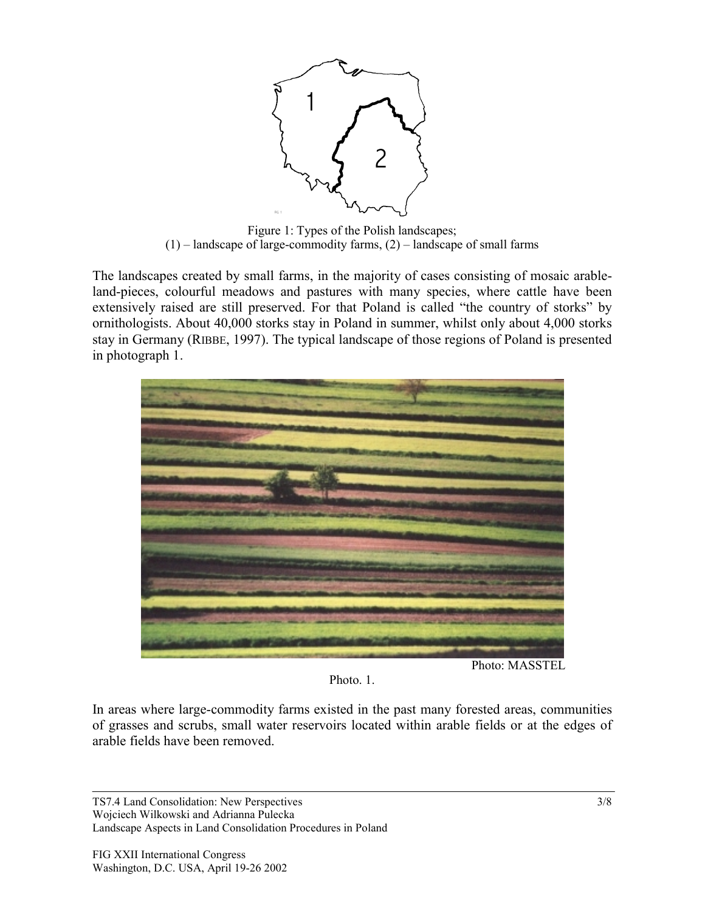Figure 1: Types of the Polish landscapes;
(1) – landscape of large-commodity farms, (2) – landscape of small farms

The landscapes created by small farms, in the majority of cases consisting of mosaic arable-land-pieces, colourful meadows and pastures with many species, where cattle have been extensively raised are still preserved. For that Poland is called "the country of storks" by ornithologists. About 40,000 storks stay in Poland in summer, whilst only about 4,000 storks stay in Germany (RIBBE, 1997). The typical landscape of those regions of Poland is presented in photograph 1.

Photo: MASSTEL

Photo. 1.

In areas where large-commodity farms existed in the past many forested areas, communities of grasses and scrubs, small water reservoirs located within arable fields or at the edges of arable fields have been removed.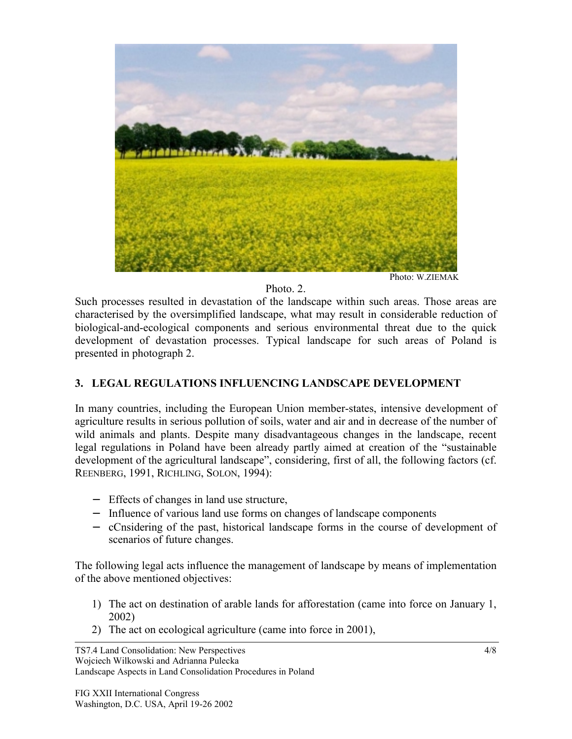Photo: W.ZIEMAK

Photo. 2.

Such processes resulted in devastation of the landscape within such areas. Those areas are characterised by the oversimplified landscape, what may result in considerable reduction of biological-and-ecological components and serious environmental threat due to the quick development of devastation processes. Typical landscape for such areas of Poland is presented in photograph 2.

## 3. LEGAL REGULATIONS INFLUENCING LANDSCAPE DEVELOPMENT

In many countries, including the European Union member-states, intensive development of agriculture results in serious pollution of soils, water and air and in decrease of the number of wild animals and plants. Despite many disadvantageous changes in the landscape, recent legal regulations in Poland have been already partly aimed at creation of the "sustainable development of the agricultural landscape", considering, first of all, the following factors (cf. REENBERG, 1991, RICHLING, SOLON, 1994):

- Effects of changes in land use structure,
- Influence of various land use forms on changes of landscape components
- cCnsidering of the past, historical landscape forms in the course of development of scenarios of future changes.

The following legal acts influence the management of landscape by means of implementation of the above mentioned objectives:

1) The act on destination of arable lands for afforestation (came into force on January 1, 2002)
2) The act on ecological agriculture (came into force in 2001),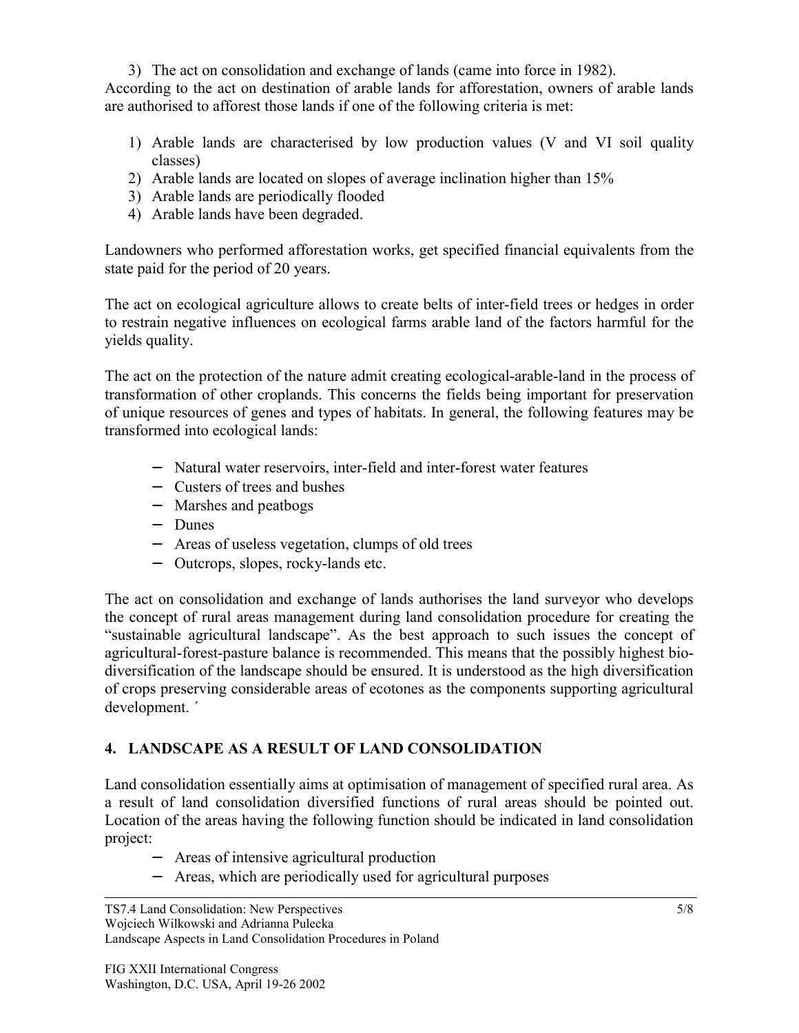3) The act on consolidation and exchange of lands (came into force in 1982).

According to the act on destination of arable lands for afforestation, owners of arable lands are authorised to afforest those lands if one of the following criteria is met:

1) Arable lands are characterised by low production values (V and VI soil quality classes)
2) Arable lands are located on slopes of average inclination higher than 15%
3) Arable lands are periodically flooded
4) Arable lands have been degraded.

Landowners who performed afforestation works, get specified financial equivalents from the state paid for the period of 20 years.

The act on ecological agriculture allows to create belts of inter-field trees or hedges in order to restrain negative influences on ecological farms arable land of the factors harmful for the yields quality.

The act on the protection of the nature admit creating ecological-arable-land in the process of transformation of other croplands. This concerns the fields being important for preservation of unique resources of genes and types of habitats. In general, the following features may be transformed into ecological lands:

- Natural water reservoirs, inter-field and inter-forest water features
- Custers of trees and bushes
- Marshes and peatbogs
- Dunes
- Areas of useless vegetation, clumps of old trees
- Outcrops, slopes, rocky-lands etc.

The act on consolidation and exchange of lands authorises the land surveyor who develops the concept of rural areas management during land consolidation procedure for creating the "sustainable agricultural landscape". As the best approach to such issues the concept of agricultural-forest-pasture balance is recommended. This means that the possibly highest bio-diversification of the landscape should be ensured. It is understood as the high diversification of crops preserving considerable areas of ecotones as the components supporting agricultural development. ´

## 4. LANDSCAPE AS A RESULT OF LAND CONSOLIDATION

Land consolidation essentially aims at optimisation of management of specified rural area. As a result of land consolidation diversified functions of rural areas should be pointed out. Location of the areas having the following function should be indicated in land consolidation project:

- Areas of intensive agricultural production
- Areas, which are periodically used for agricultural purposes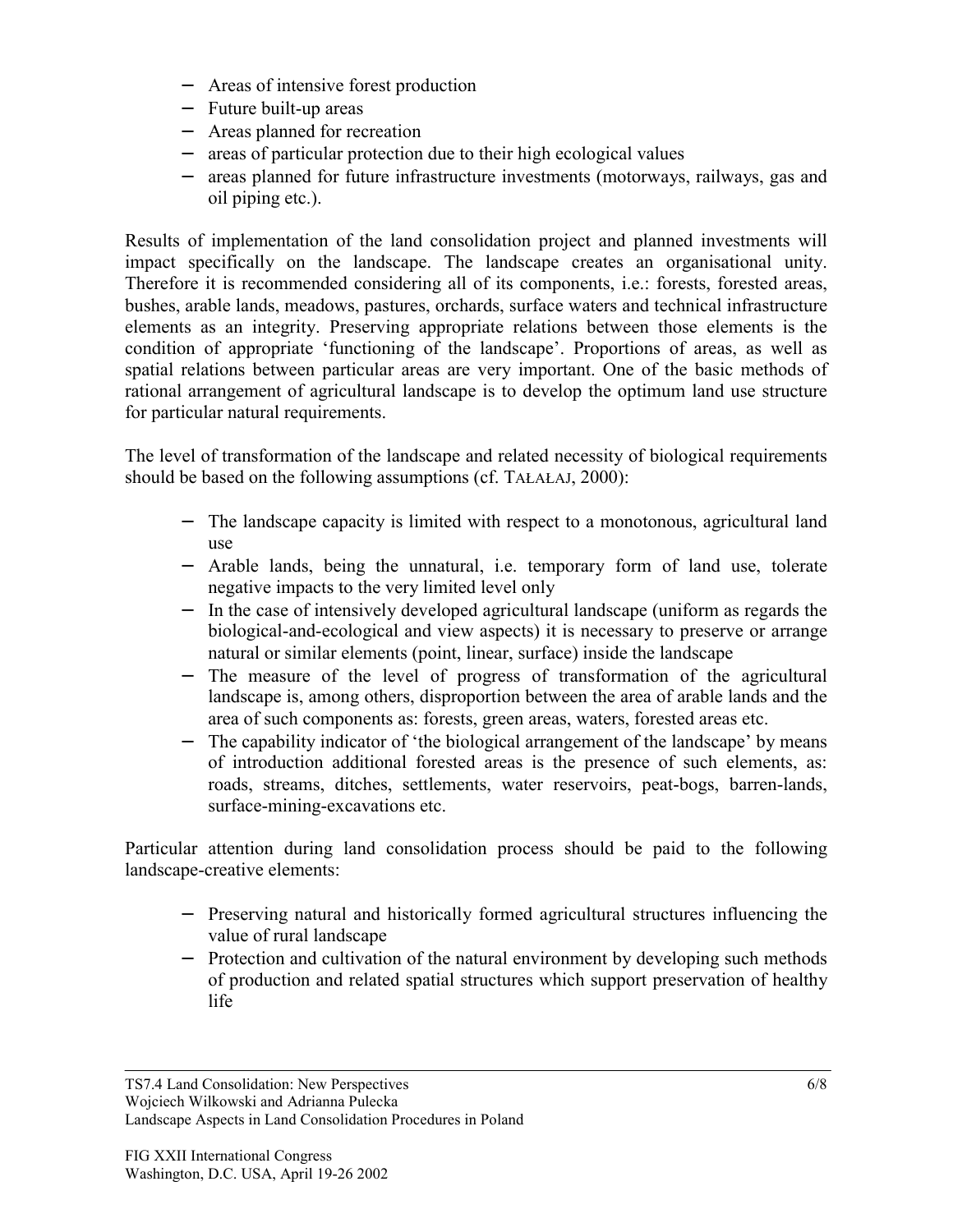- Areas of intensive forest production
- Future built-up areas
- Areas planned for recreation
- areas of particular protection due to their high ecological values
- areas planned for future infrastructure investments (motorways, railways, gas and oil piping etc.).

Results of implementation of the land consolidation project and planned investments will impact specifically on the landscape. The landscape creates an organisational unity. Therefore it is recommended considering all of its components, i.e.: forests, forested areas, bushes, arable lands, meadows, pastures, orchards, surface waters and technical infrastructure elements as an integrity. Preserving appropriate relations between those elements is the condition of appropriate 'functioning of the landscape'. Proportions of areas, as well as spatial relations between particular areas are very important. One of the basic methods of rational arrangement of agricultural landscape is to develop the optimum land use structure for particular natural requirements.

The level of transformation of the landscape and related necessity of biological requirements should be based on the following assumptions (cf. TAŁAŁAJ, 2000):

- The landscape capacity is limited with respect to a monotonous, agricultural land use
- Arable lands, being the unnatural, i.e. temporary form of land use, tolerate negative impacts to the very limited level only
- In the case of intensively developed agricultural landscape (uniform as regards the biological-and-ecological and view aspects) it is necessary to preserve or arrange natural or similar elements (point, linear, surface) inside the landscape
- The measure of the level of progress of transformation of the agricultural landscape is, among others, disproportion between the area of arable lands and the area of such components as: forests, green areas, waters, forested areas etc.
- The capability indicator of 'the biological arrangement of the landscape' by means of introduction additional forested areas is the presence of such elements, as: roads, streams, ditches, settlements, water reservoirs, peat-bogs, barren-lands, surface-mining-excavations etc.

Particular attention during land consolidation process should be paid to the following landscape-creative elements:

- Preserving natural and historically formed agricultural structures influencing the value of rural landscape
- Protection and cultivation of the natural environment by developing such methods of production and related spatial structures which support preservation of healthy life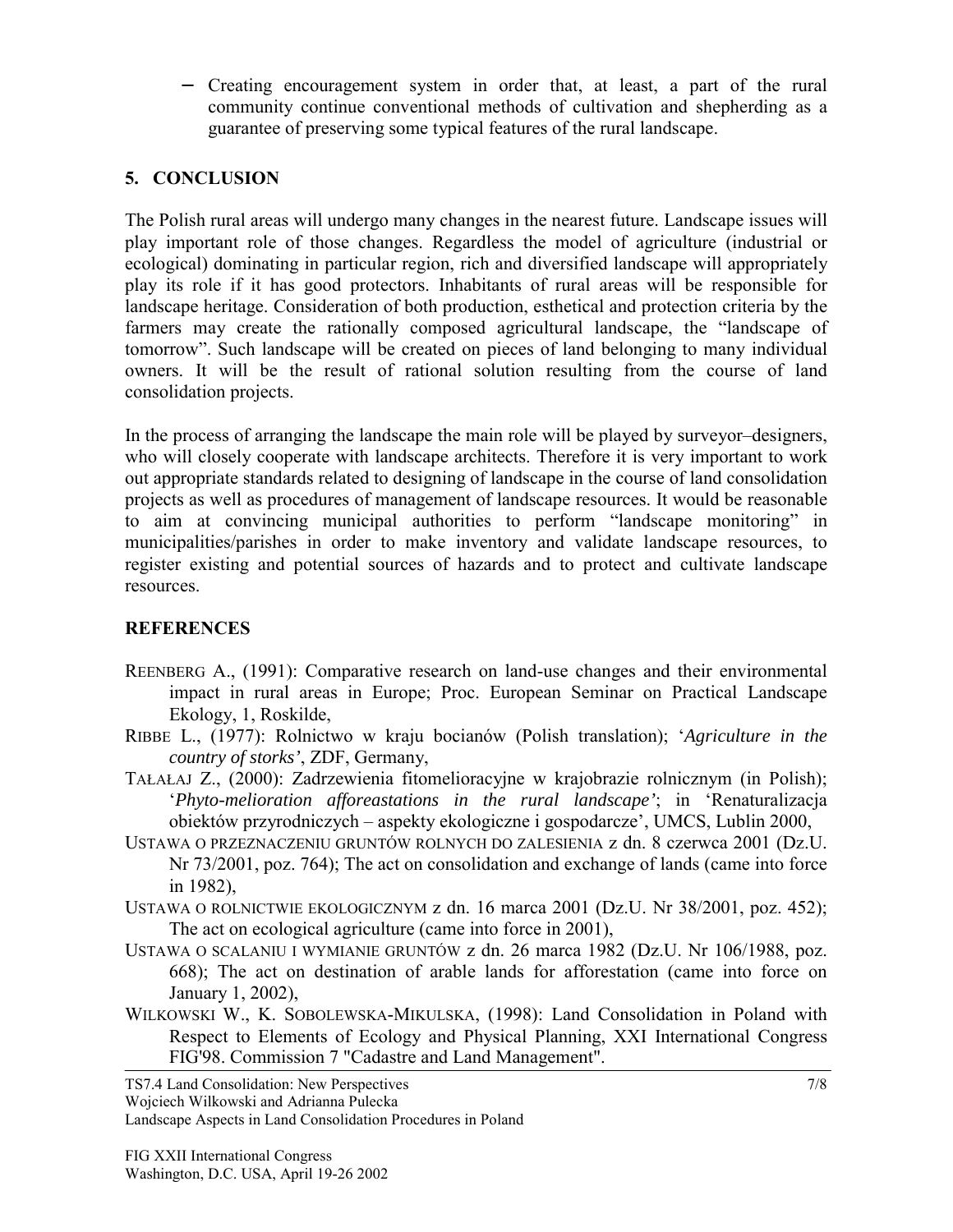– Creating encouragement system in order that, at least, a part of the rural community continue conventional methods of cultivation and shepherding as a guarantee of preserving some typical features of the rural landscape.

## 5. CONCLUSION

The Polish rural areas will undergo many changes in the nearest future. Landscape issues will play important role of those changes. Regardless the model of agriculture (industrial or ecological) dominating in particular region, rich and diversified landscape will appropriately play its role if it has good protectors. Inhabitants of rural areas will be responsible for landscape heritage. Consideration of both production, esthetical and protection criteria by the farmers may create the rationally composed agricultural landscape, the "landscape of tomorrow". Such landscape will be created on pieces of land belonging to many individual owners. It will be the result of rational solution resulting from the course of land consolidation projects.

In the process of arranging the landscape the main role will be played by surveyor–designers, who will closely cooperate with landscape architects. Therefore it is very important to work out appropriate standards related to designing of landscape in the course of land consolidation projects as well as procedures of management of landscape resources. It would be reasonable to aim at convincing municipal authorities to perform "landscape monitoring" in municipalities/parishes in order to make inventory and validate landscape resources, to register existing and potential sources of hazards and to protect and cultivate landscape resources.

## REFERENCES

REENBERG A., (1991): Comparative research on land-use changes and their environmental impact in rural areas in Europe; Proc. European Seminar on Practical Landscape Ekology, 1, Roskilde,

RIBBE L., (1977): Rolnictwo w kraju bocianów (Polish translation); '*Agriculture in the country of storks'*, ZDF, Germany,

TAŁAŁAJ Z., (2000): Zadrzewienia fitomelioracyjne w krajobrazie rolnicznym (in Polish); '*Phyto-melioration afforeastations in the rural landscape'*; in 'Renaturalizacja obiektów przyrodniczych – aspekty ekologiczne i gospodarcze', UMCS, Lublin 2000,

USTAWA O PRZEZNACZENIU GRUNTÓW ROLNYCH DO ZALESIENIA z dn. 8 czerwca 2001 (Dz.U. Nr 73/2001, poz. 764); The act on consolidation and exchange of lands (came into force in 1982),

USTAWA O ROLNICTWIE EKOLOGICZNYM z dn. 16 marca 2001 (Dz.U. Nr 38/2001, poz. 452); The act on ecological agriculture (came into force in 2001),

USTAWA O SCALANIU I WYMIANIE GRUNTÓW z dn. 26 marca 1982 (Dz.U. Nr 106/1988, poz. 668); The act on destination of arable lands for afforestation (came into force on January 1, 2002),

WILKOWSKI W., K. SOBOLEWSKA-MIKULSKA, (1998): Land Consolidation in Poland with Respect to Elements of Ecology and Physical Planning, XXI International Congress FIG'98. Commission 7 "Cadastre and Land Management".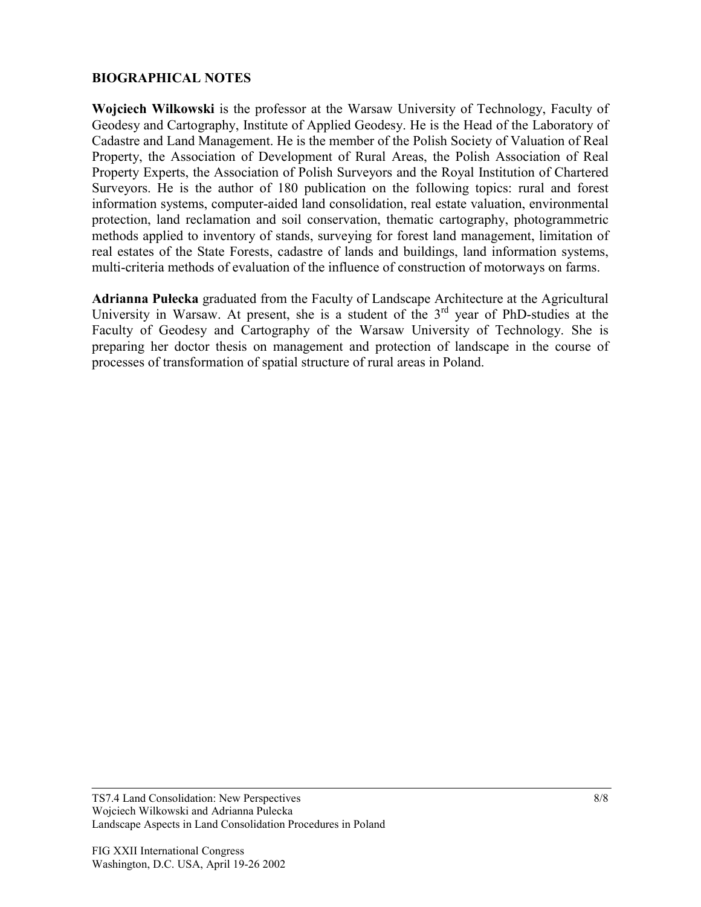**BIOGRAPHICAL NOTES**

**Wojciech Wilkowski** is the professor at the Warsaw University of Technology, Faculty of Geodesy and Cartography, Institute of Applied Geodesy. He is the Head of the Laboratory of Cadastre and Land Management. He is the member of the Polish Society of Valuation of Real Property, the Association of Development of Rural Areas, the Polish Association of Real Property Experts, the Association of Polish Surveyors and the Royal Institution of Chartered Surveyors. He is the author of 180 publication on the following topics: rural and forest information systems, computer-aided land consolidation, real estate valuation, environmental protection, land reclamation and soil conservation, thematic cartography, photogrammetric methods applied to inventory of stands, surveying for forest land management, limitation of real estates of the State Forests, cadastre of lands and buildings, land information systems, multi-criteria methods of evaluation of the influence of construction of motorways on farms.

**Adrianna Pulecka** graduated from the Faculty of Landscape Architecture at the Agricultural University in Warsaw. At present, she is a student of the 3rd year of PhD-studies at the Faculty of Geodesy and Cartography of the Warsaw University of Technology. She is preparing her doctor thesis on management and protection of landscape in the course of processes of transformation of spatial structure of rural areas in Poland.